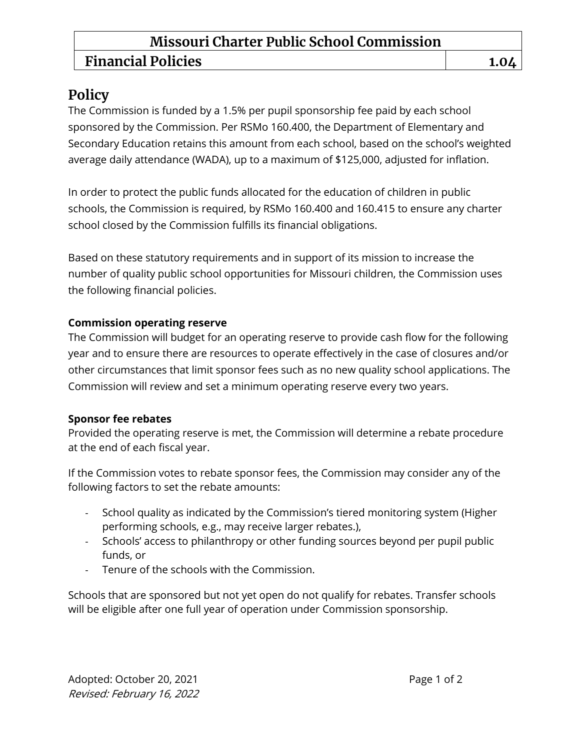| Missouri Charter Public School Commission | |
|---|---|
| **Financial Policies** | **1.04** |

## Policy

The Commission is funded by a 1.5% per pupil sponsorship fee paid by each school sponsored by the Commission. Per RSMo 160.400, the Department of Elementary and Secondary Education retains this amount from each school, based on the school's weighted average daily attendance (WADA), up to a maximum of $125,000, adjusted for inflation.

In order to protect the public funds allocated for the education of children in public schools, the Commission is required, by RSMo 160.400 and 160.415 to ensure any charter school closed by the Commission fulfills its financial obligations.

Based on these statutory requirements and in support of its mission to increase the number of quality public school opportunities for Missouri children, the Commission uses the following financial policies.

**Commission operating reserve**

The Commission will budget for an operating reserve to provide cash flow for the following year and to ensure there are resources to operate effectively in the case of closures and/or other circumstances that limit sponsor fees such as no new quality school applications. The Commission will review and set a minimum operating reserve every two years.

**Sponsor fee rebates**

Provided the operating reserve is met, the Commission will determine a rebate procedure at the end of each fiscal year.

If the Commission votes to rebate sponsor fees, the Commission may consider any of the following factors to set the rebate amounts:

- School quality as indicated by the Commission's tiered monitoring system (Higher performing schools, e.g., may receive larger rebates.),
- Schools' access to philanthropy or other funding sources beyond per pupil public funds, or
- Tenure of the schools with the Commission.

Schools that are sponsored but not yet open do not qualify for rebates. Transfer schools will be eligible after one full year of operation under Commission sponsorship.

Adopted: October 20, 2021
*Revised: February 16, 2022*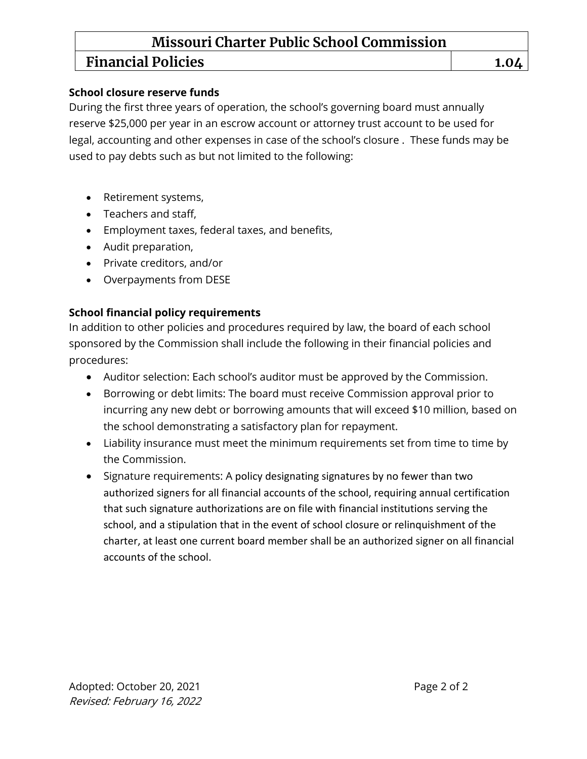### School closure reserve funds

During the first three years of operation, the school's governing board must annually reserve $25,000 per year in an escrow account or attorney trust account to be used for legal, accounting and other expenses in case of the school's closure . These funds may be used to pay debts such as but not limited to the following:

- Retirement systems,
- Teachers and staff,
- Employment taxes, federal taxes, and benefits,
- Audit preparation,
- Private creditors, and/or
- Overpayments from DESE

### School financial policy requirements

In addition to other policies and procedures required by law, the board of each school sponsored by the Commission shall include the following in their financial policies and procedures:

- Auditor selection: Each school's auditor must be approved by the Commission.
- Borrowing or debt limits: The board must receive Commission approval prior to incurring any new debt or borrowing amounts that will exceed $10 million, based on the school demonstrating a satisfactory plan for repayment.
- Liability insurance must meet the minimum requirements set from time to time by the Commission.
- Signature requirements: A policy designating signatures by no fewer than two authorized signers for all financial accounts of the school, requiring annual certification that such signature authorizations are on file with financial institutions serving the school, and a stipulation that in the event of school closure or relinquishment of the charter, at least one current board member shall be an authorized signer on all financial accounts of the school.

Adopted: October 20, 2021
*Revised: February 16, 2022*